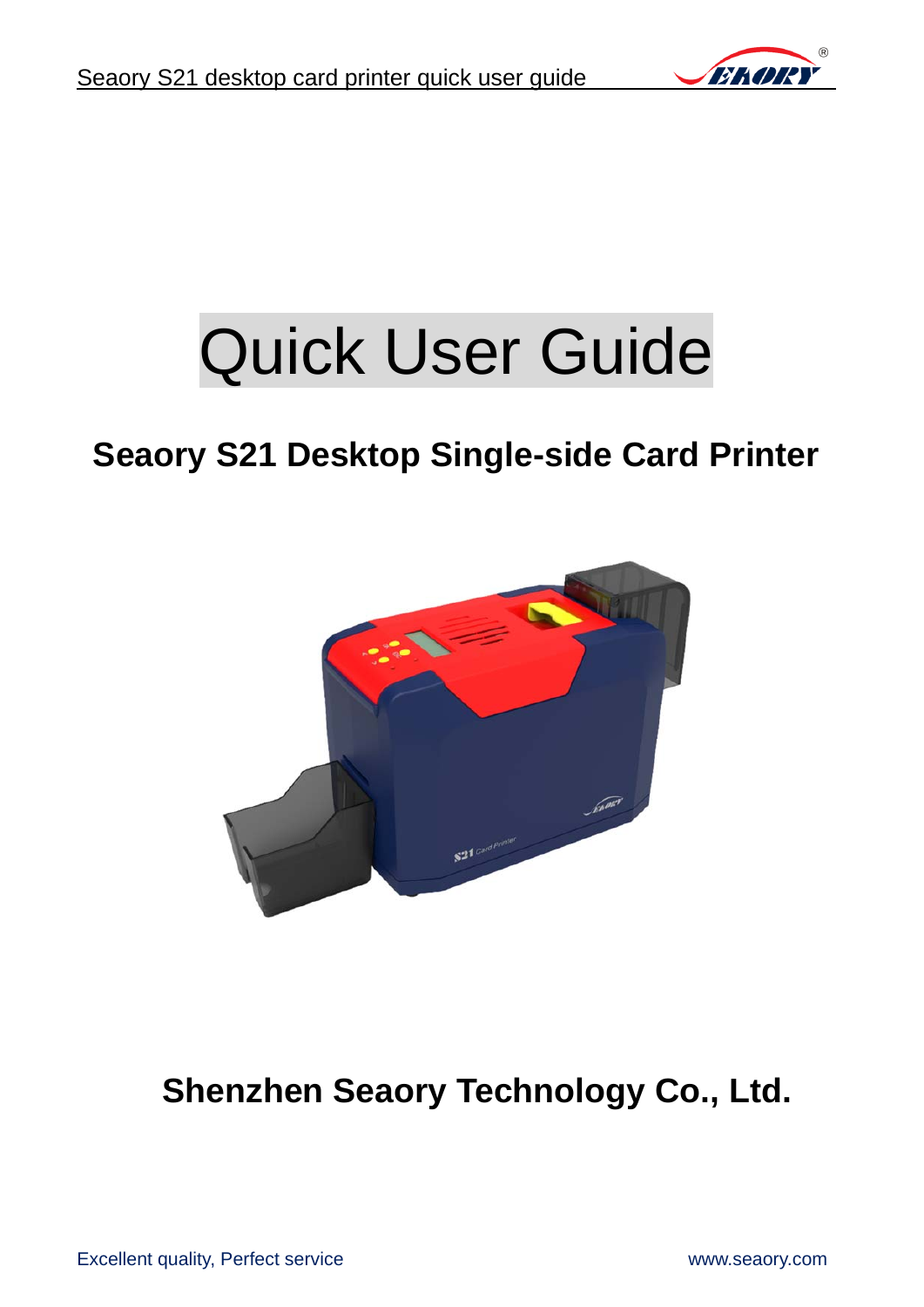# Quick User Guide

## Seaory S21 Desktop Single-side Card Printer

**Shenzhen Seaory Technology Co., Ltd.**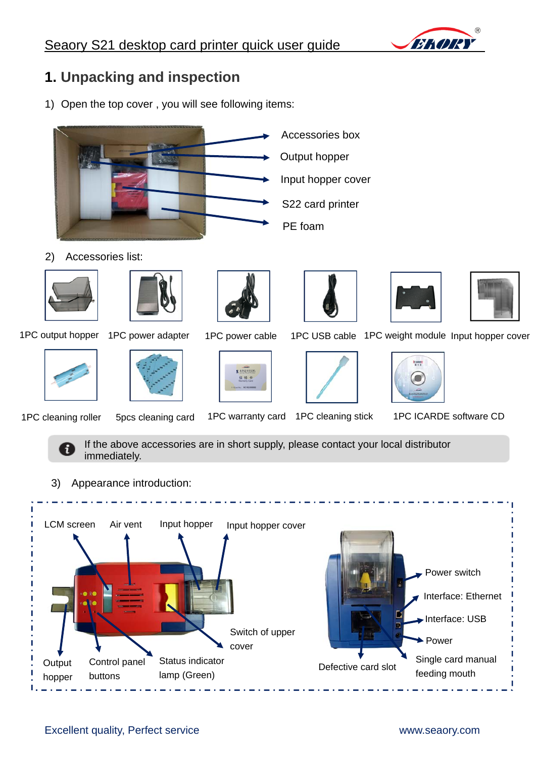# 1. Unpacking and inspection

1) Open the top cover , you will see following items:

- Accessories box
- Output hopper
- Input hopper cover
- S22 card printer
- PE foam

2) Accessories list:

| | | | | | |
|---|---|---|---|---|---|
| 1PC output hopper | 1PC power adapter | 1PC power cable | 1PC USB cable | 1PC weight module | Input hopper cover |
| 1PC cleaning roller | 5pcs cleaning card | 1PC warranty card | 1PC cleaning stick | 1PC ICARDE software CD | |

> If the above accessories are in short supply, please contact your local distributor immediately.

3) Appearance introduction:

LCM screen, Air vent, Input hopper, Input hopper cover, Switch of upper cover, Status indicator lamp (Green), Control panel buttons, Output hopper

Power switch, Interface: Ethernet, Interface: USB, Power, Single card manual feeding mouth, Defective card slot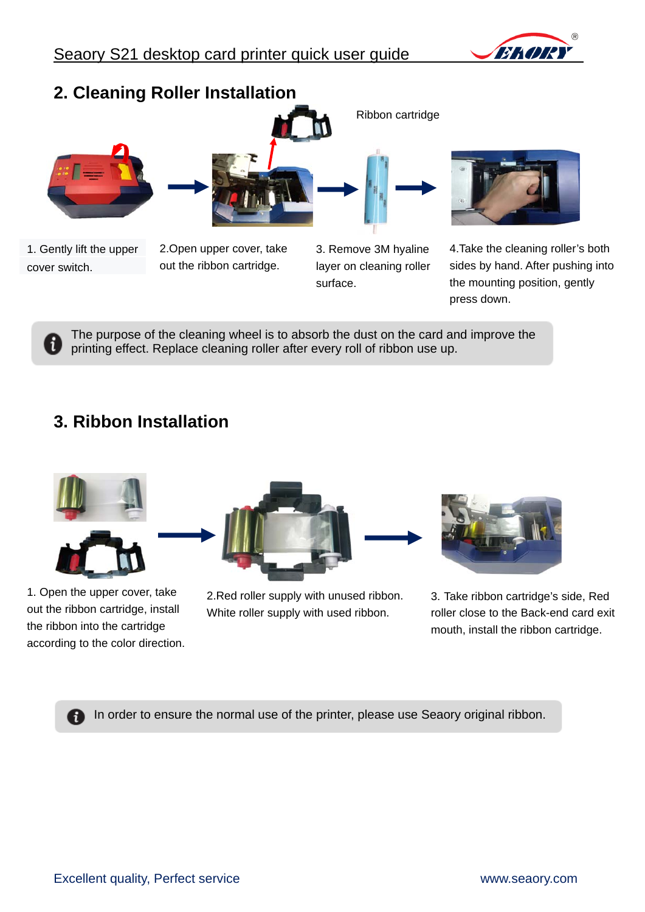## 2. Cleaning Roller Installation

Ribbon cartridge

1. Gently lift the upper cover switch.

2.Open upper cover, take out the ribbon cartridge.

3. Remove 3M hyaline layer on cleaning roller surface.

4.Take the cleaning roller's both sides by hand. After pushing into the mounting position, gently press down.

> The purpose of the cleaning wheel is to absorb the dust on the card and improve the printing effect. Replace cleaning roller after every roll of ribbon use up.

## 3. Ribbon Installation

1. Open the upper cover, take out the ribbon cartridge, install the ribbon into the cartridge according to the color direction.

2.Red roller supply with unused ribbon. White roller supply with used ribbon.

3. Take ribbon cartridge's side, Red roller close to the Back-end card exit mouth, install the ribbon cartridge.

> In order to ensure the normal use of the printer, please use Seaory original ribbon.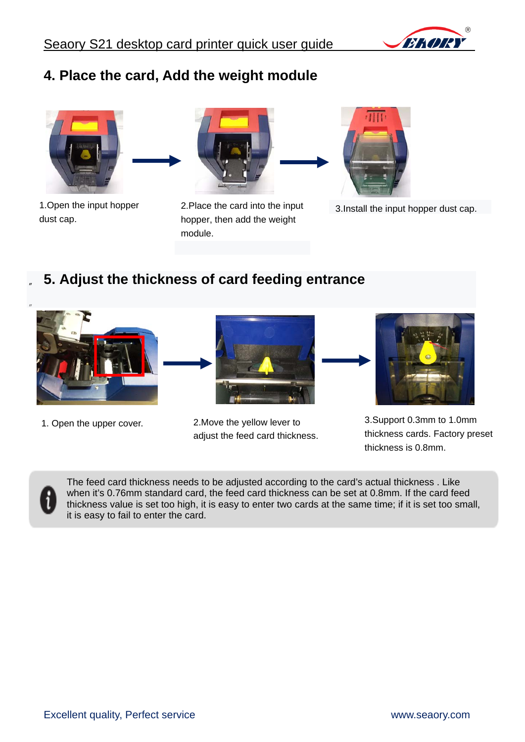## 4. Place the card, Add the weight module

1.Open the input hopper dust cap.

2.Place the card into the input hopper, then add the weight module.

3.Install the input hopper dust cap.

## 5. Adjust the thickness of card feeding entrance

1. Open the upper cover.

2.Move the yellow lever to adjust the feed card thickness.

3.Support 0.3mm to 1.0mm thickness cards. Factory preset thickness is 0.8mm.

The feed card thickness needs to be adjusted according to the card's actual thickness . Like when it's 0.76mm standard card, the feed card thickness can be set at 0.8mm. If the card feed thickness value is set too high, it is easy to enter two cards at the same time; if it is set too small, it is easy to fail to enter the card.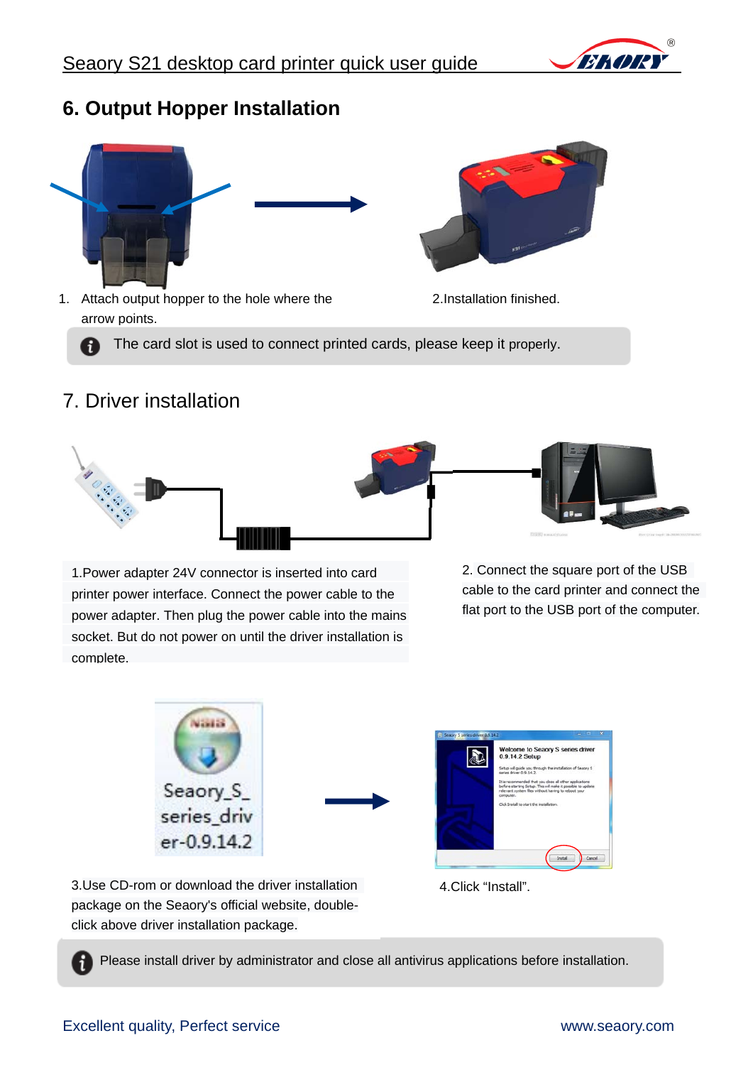## 6. Output Hopper Installation

1. Attach output hopper to the hole where the arrow points.

2.Installation finished.

The card slot is used to connect printed cards, please keep it properly.

## 7. Driver installation

1.Power adapter 24V connector is inserted into card printer power interface. Connect the power cable to the power adapter. Then plug the power cable into the mains socket. But do not power on until the driver installation is complete.

2. Connect the square port of the USB cable to the card printer and connect the flat port to the USB port of the computer.

3.Use CD-rom or download the driver installation package on the Seaory's official website, double-click above driver installation package.

4.Click "Install".

Please install driver by administrator and close all antivirus applications before installation.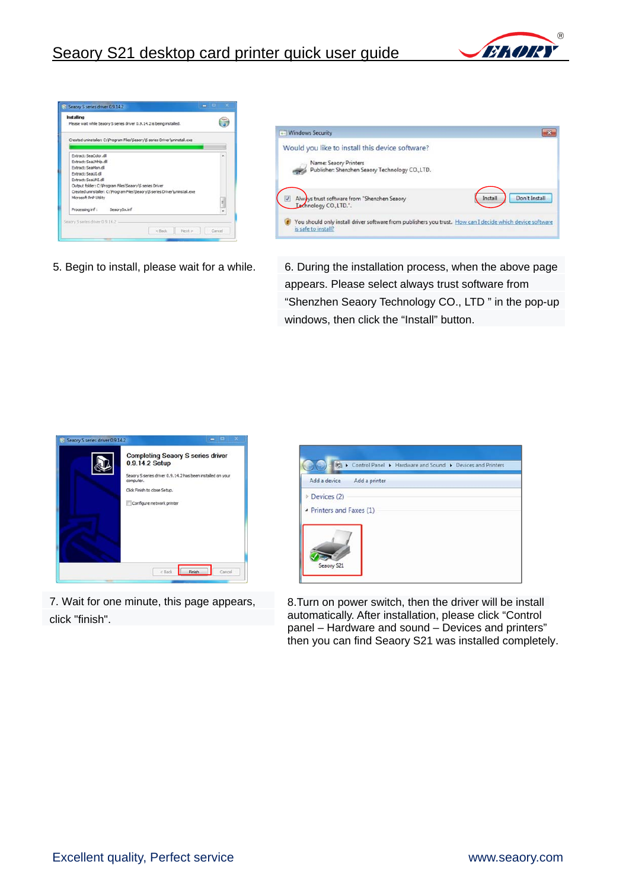5. Begin to install, please wait for a while.

6. During the installation process, when the above page appears. Please select always trust software from “Shenzhen Seaory Technology CO., LTD ” in the pop-up windows, then click the “Install” button.

7. Wait for one minute, this page appears, click "finish".

8.Turn on power switch, then the driver will be install automatically. After installation, please click “Control panel – Hardware and sound – Devices and printers” then you can find Seaory S21 was installed completely.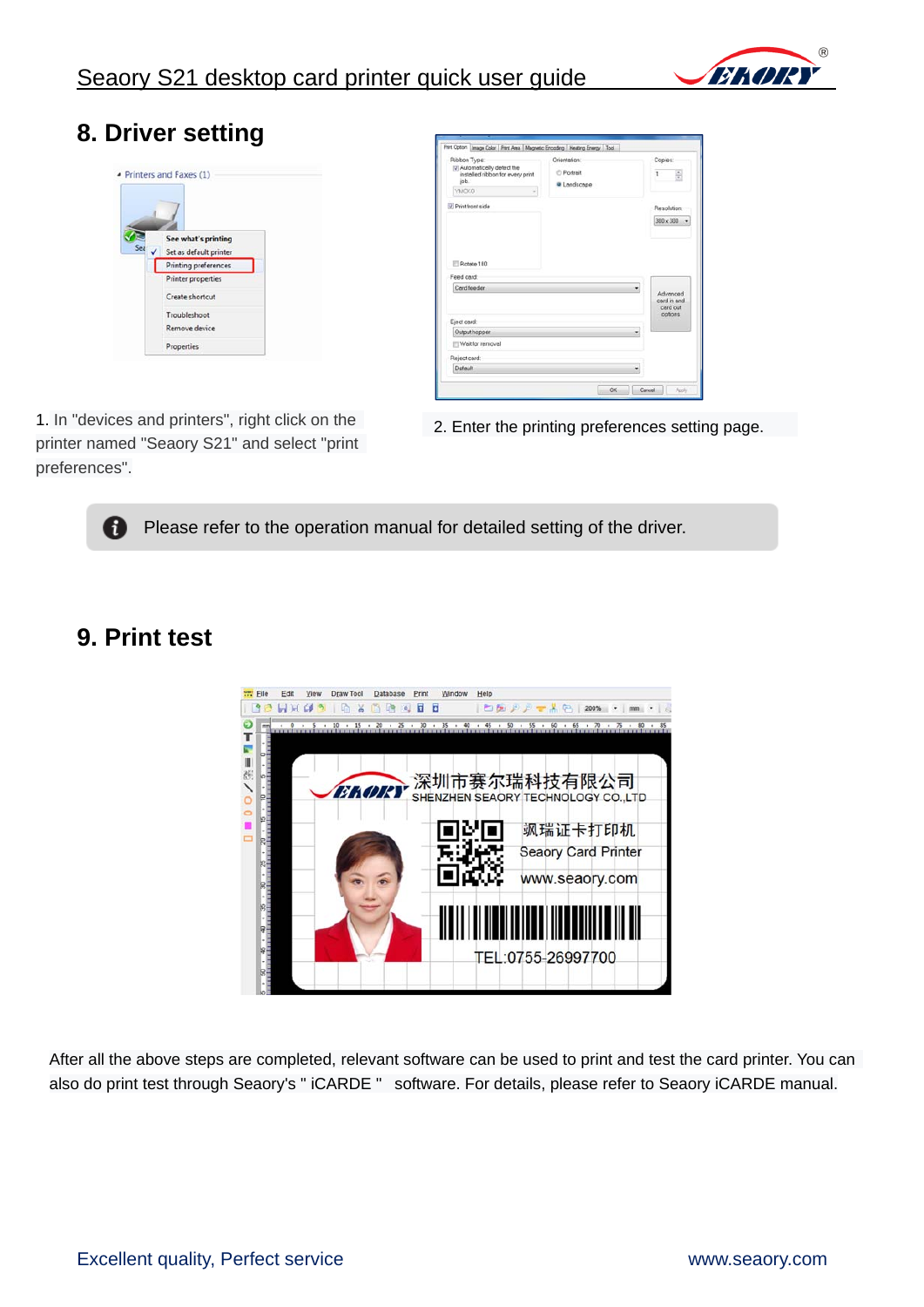## 8. Driver setting

1. In "devices and printers", right click on the printer named "Seaory S21" and select "print preferences".

2. Enter the printing preferences setting page.

Please refer to the operation manual for detailed setting of the driver.

## 9. Print test

After all the above steps are completed, relevant software can be used to print and test the card printer. You can also do print test through Seaory's " iCARDE " software. For details, please refer to Seaory iCARDE manual.